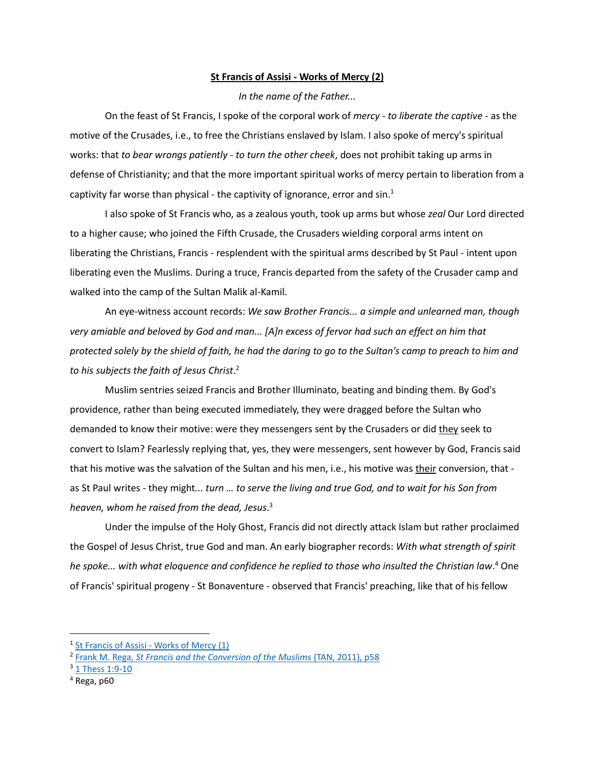**St Francis of Assisi - Works of Mercy (2)**

*In the name of the Father...*

On the feast of St Francis, I spoke of the corporal work of *mercy* - *to liberate the captive* - as the motive of the Crusades, i.e., to free the Christians enslaved by Islam. I also spoke of mercy's spiritual works: that *to bear wrongs patiently - to turn the other cheek*, does not prohibit taking up arms in defense of Christianity; and that the more important spiritual works of mercy pertain to liberation from a captivity far worse than physical - the captivity of ignorance, error and sin.[1]

I also spoke of St Francis who, as a zealous youth, took up arms but whose *zeal* Our Lord directed to a higher cause; who joined the Fifth Crusade, the Crusaders wielding corporal arms intent on liberating the Christians, Francis - resplendent with the spiritual arms described by St Paul - intent upon liberating even the Muslims. During a truce, Francis departed from the safety of the Crusader camp and walked into the camp of the Sultan Malik al-Kamil.

An eye-witness account records: *We saw Brother Francis... a simple and unlearned man, though very amiable and beloved by God and man... [A]n excess of fervor had such an effect on him that protected solely by the shield of faith, he had the daring to go to the Sultan's camp to preach to him and to his subjects the faith of Jesus Christ*.[2]

Muslim sentries seized Francis and Brother Illuminato, beating and binding them. By God's providence, rather than being executed immediately, they were dragged before the Sultan who demanded to know their motive: were they messengers sent by the Crusaders or did <u>they</u> seek to convert to Islam? Fearlessly replying that, yes, they were messengers, sent however by God, Francis said that his motive was the salvation of the Sultan and his men, i.e., his motive was <u>their</u> conversion, that - as St Paul writes - they might*... turn … to serve the living and true God, and to wait for his Son from heaven, whom he raised from the dead, Jesus*.[3]

Under the impulse of the Holy Ghost, Francis did not directly attack Islam but rather proclaimed the Gospel of Jesus Christ, true God and man. An early biographer records: *With what strength of spirit he spoke... with what eloquence and confidence he replied to those who insulted the Christian law*.[4] One of Francis' spiritual progeny - St Bonaventure - observed that Francis' preaching, like that of his fellow

---

[1] St Francis of Assisi - Works of Mercy (1)

[2] Frank M. Rega, *St Francis and the Conversion of the Muslims* (TAN, 2011), p58

[3] 1 Thess 1:9-10

[4] Rega, p60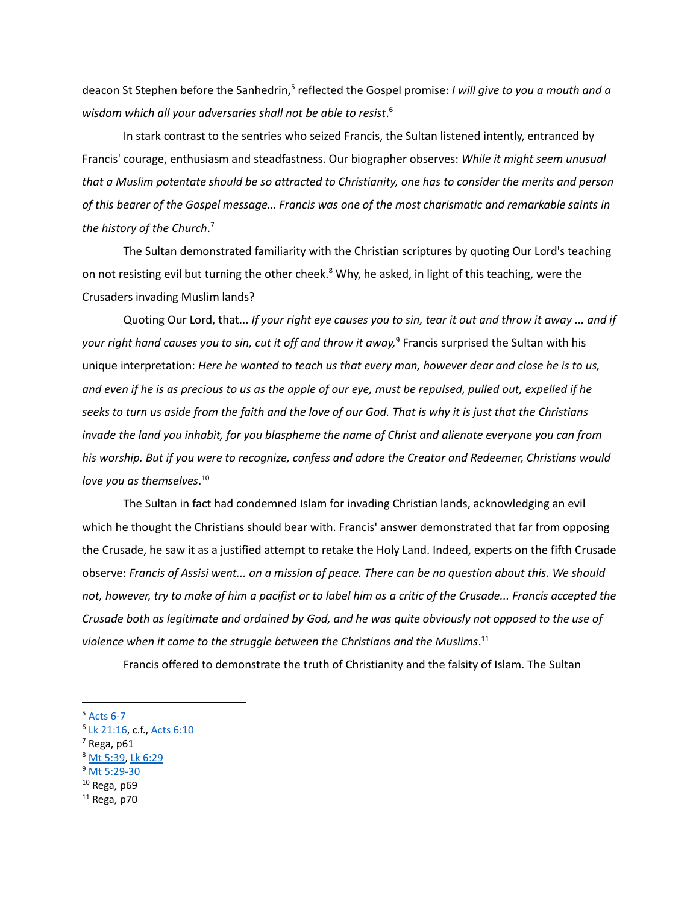deacon St Stephen before the Sanhedrin,[5] reflected the Gospel promise: *I will give to you a mouth and a wisdom which all your adversaries shall not be able to resist*.[6]

In stark contrast to the sentries who seized Francis, the Sultan listened intently, entranced by Francis' courage, enthusiasm and steadfastness. Our biographer observes: *While it might seem unusual that a Muslim potentate should be so attracted to Christianity, one has to consider the merits and person of this bearer of the Gospel message… Francis was one of the most charismatic and remarkable saints in the history of the Church*.[7]

The Sultan demonstrated familiarity with the Christian scriptures by quoting Our Lord's teaching on not resisting evil but turning the other cheek.[8] Why, he asked, in light of this teaching, were the Crusaders invading Muslim lands?

Quoting Our Lord, that... *If your right eye causes you to sin, tear it out and throw it away ... and if your right hand causes you to sin, cut it off and throw it away,*[9] Francis surprised the Sultan with his unique interpretation: *Here he wanted to teach us that every man, however dear and close he is to us, and even if he is as precious to us as the apple of our eye, must be repulsed, pulled out, expelled if he seeks to turn us aside from the faith and the love of our God. That is why it is just that the Christians invade the land you inhabit, for you blaspheme the name of Christ and alienate everyone you can from his worship. But if you were to recognize, confess and adore the Creator and Redeemer, Christians would love you as themselves*.[10]

The Sultan in fact had condemned Islam for invading Christian lands, acknowledging an evil which he thought the Christians should bear with. Francis' answer demonstrated that far from opposing the Crusade, he saw it as a justified attempt to retake the Holy Land. Indeed, experts on the fifth Crusade observe: *Francis of Assisi went... on a mission of peace. There can be no question about this. We should not, however, try to make of him a pacifist or to label him as a critic of the Crusade... Francis accepted the Crusade both as legitimate and ordained by God, and he was quite obviously not opposed to the use of violence when it came to the struggle between the Christians and the Muslims*.[11]

Francis offered to demonstrate the truth of Christianity and the falsity of Islam. The Sultan

---

[5] Acts 6-7

[6] Lk 21:16, c.f., Acts 6:10

[7] Rega, p61

[8] Mt 5:39, Lk 6:29

[9] Mt 5:29-30

[10] Rega, p69

[11] Rega, p70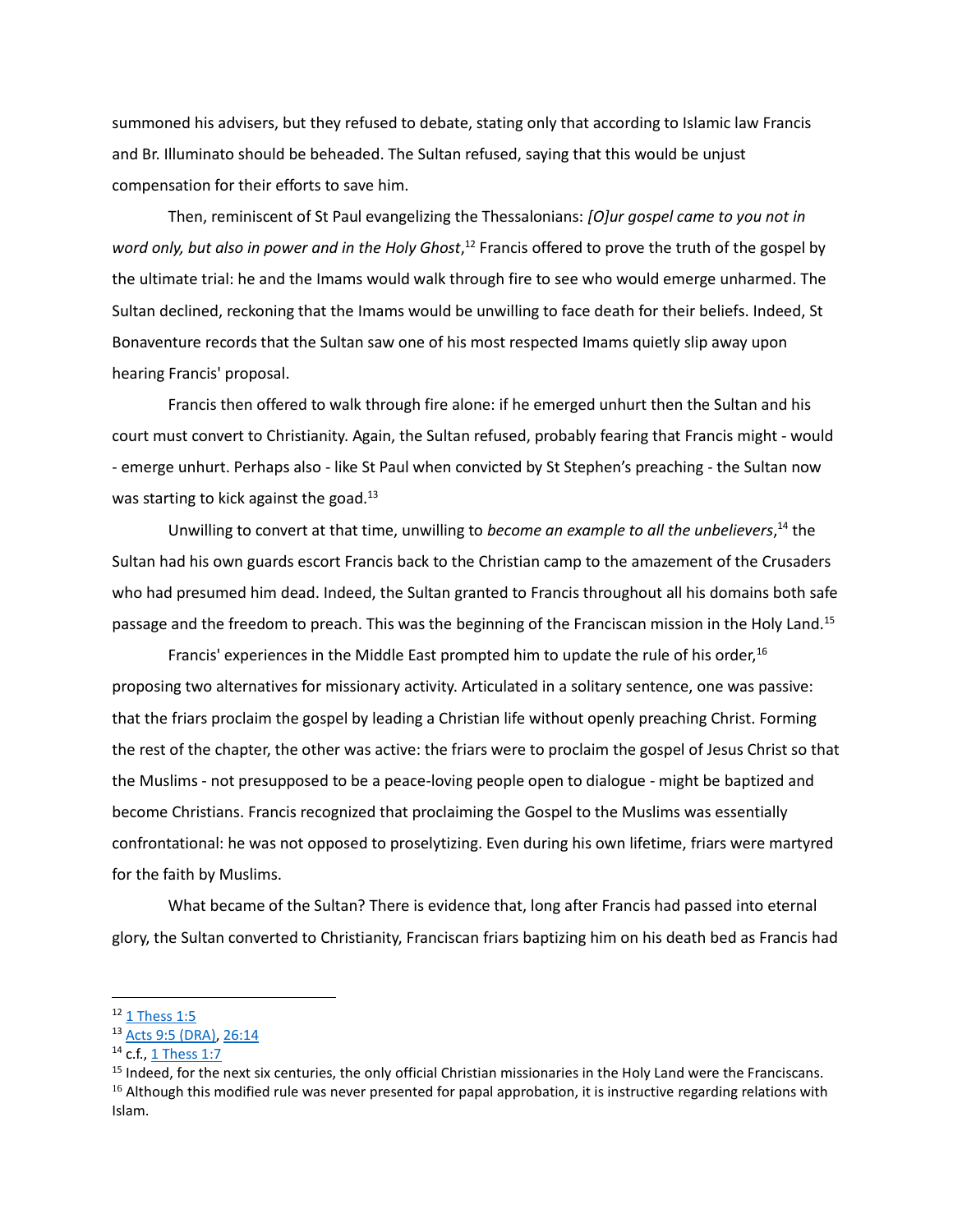summoned his advisers, but they refused to debate, stating only that according to Islamic law Francis and Br. Illuminato should be beheaded. The Sultan refused, saying that this would be unjust compensation for their efforts to save him.

Then, reminiscent of St Paul evangelizing the Thessalonians: *[O]ur gospel came to you not in word only, but also in power and in the Holy Ghost*,[12] Francis offered to prove the truth of the gospel by the ultimate trial: he and the Imams would walk through fire to see who would emerge unharmed. The Sultan declined, reckoning that the Imams would be unwilling to face death for their beliefs. Indeed, St Bonaventure records that the Sultan saw one of his most respected Imams quietly slip away upon hearing Francis' proposal.

Francis then offered to walk through fire alone: if he emerged unhurt then the Sultan and his court must convert to Christianity. Again, the Sultan refused, probably fearing that Francis might - would - emerge unhurt. Perhaps also - like St Paul when convicted by St Stephen's preaching - the Sultan now was starting to kick against the goad.[13]

Unwilling to convert at that time, unwilling to *become an example to all the unbelievers*,[14] the Sultan had his own guards escort Francis back to the Christian camp to the amazement of the Crusaders who had presumed him dead. Indeed, the Sultan granted to Francis throughout all his domains both safe passage and the freedom to preach. This was the beginning of the Franciscan mission in the Holy Land.[15]

Francis' experiences in the Middle East prompted him to update the rule of his order,[16] proposing two alternatives for missionary activity. Articulated in a solitary sentence, one was passive: that the friars proclaim the gospel by leading a Christian life without openly preaching Christ. Forming the rest of the chapter, the other was active: the friars were to proclaim the gospel of Jesus Christ so that the Muslims - not presupposed to be a peace-loving people open to dialogue - might be baptized and become Christians. Francis recognized that proclaiming the Gospel to the Muslims was essentially confrontational: he was not opposed to proselytizing. Even during his own lifetime, friars were martyred for the faith by Muslims.

What became of the Sultan? There is evidence that, long after Francis had passed into eternal glory, the Sultan converted to Christianity, Franciscan friars baptizing him on his death bed as Francis had

---

[12] 1 Thess 1:5

[13] Acts 9:5 (DRA), 26:14

[14] c.f., 1 Thess 1:7

[15] Indeed, for the next six centuries, the only official Christian missionaries in the Holy Land were the Franciscans.

[16] Although this modified rule was never presented for papal approbation, it is instructive regarding relations with Islam.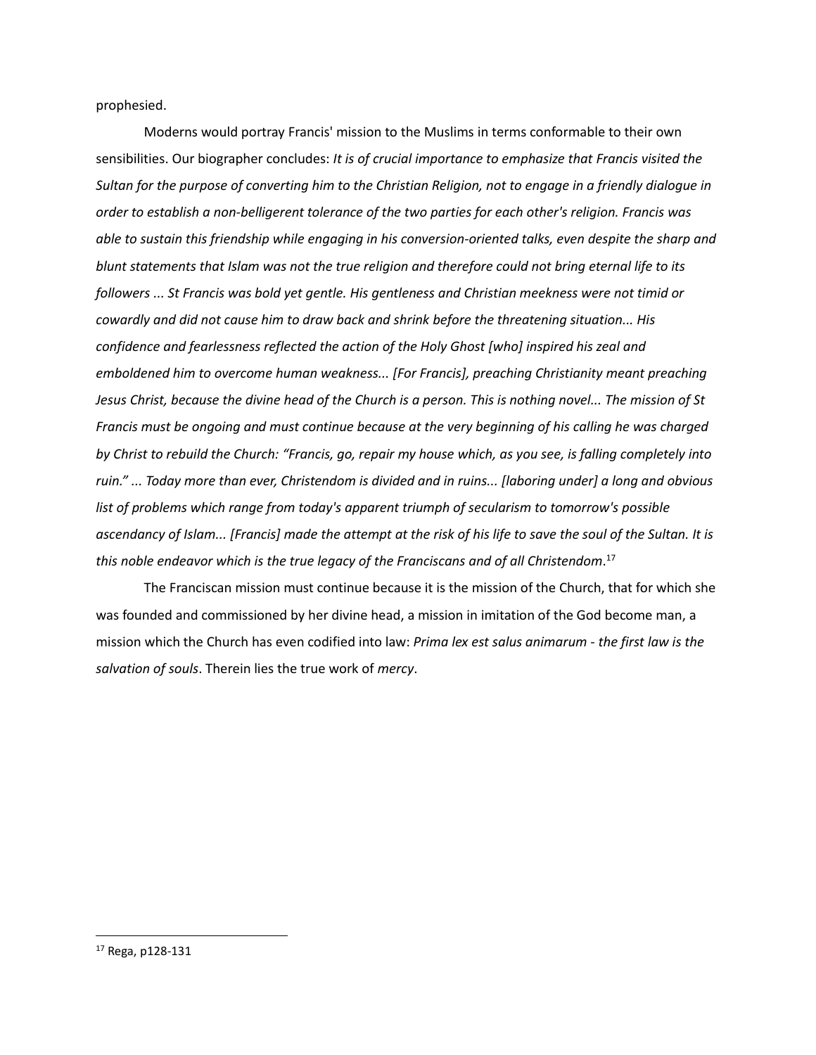prophesied.

Moderns would portray Francis' mission to the Muslims in terms conformable to their own sensibilities. Our biographer concludes: *It is of crucial importance to emphasize that Francis visited the Sultan for the purpose of converting him to the Christian Religion, not to engage in a friendly dialogue in order to establish a non-belligerent tolerance of the two parties for each other's religion. Francis was able to sustain this friendship while engaging in his conversion-oriented talks, even despite the sharp and blunt statements that Islam was not the true religion and therefore could not bring eternal life to its followers ... St Francis was bold yet gentle. His gentleness and Christian meekness were not timid or cowardly and did not cause him to draw back and shrink before the threatening situation... His confidence and fearlessness reflected the action of the Holy Ghost [who] inspired his zeal and emboldened him to overcome human weakness... [For Francis], preaching Christianity meant preaching Jesus Christ, because the divine head of the Church is a person. This is nothing novel... The mission of St Francis must be ongoing and must continue because at the very beginning of his calling he was charged by Christ to rebuild the Church: "Francis, go, repair my house which, as you see, is falling completely into ruin." ... Today more than ever, Christendom is divided and in ruins... [laboring under] a long and obvious list of problems which range from today's apparent triumph of secularism to tomorrow's possible ascendancy of Islam... [Francis] made the attempt at the risk of his life to save the soul of the Sultan. It is this noble endeavor which is the true legacy of the Franciscans and of all Christendom*.[17]

The Franciscan mission must continue because it is the mission of the Church, that for which she was founded and commissioned by her divine head, a mission in imitation of the God become man, a mission which the Church has even codified into law: *Prima lex est salus animarum - the first law is the salvation of souls*. Therein lies the true work of *mercy*.

---

[17] Rega, p128-131